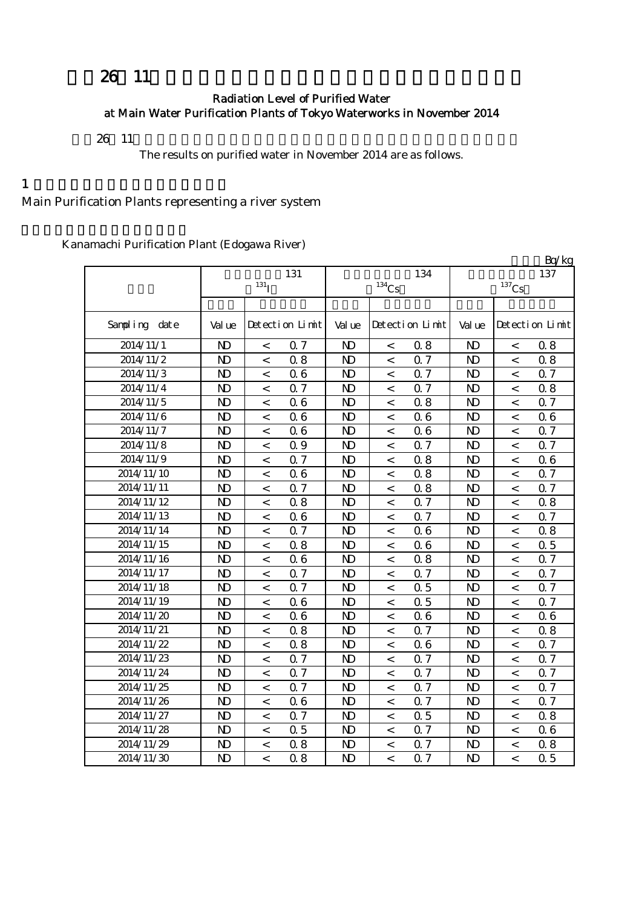# 平成26年11月 東京都水道局主要浄水場の浄水（水道水）の放射能測定結果

## Radiation Level of Purified Water at Main Water Purification Plants of Tokyo Waterworks in November 2014

平成26年11月 の浄水（水道水）の放射能測定結果は以下のとおりです。

The results on purified water in November 2014 are as follows.

## 1 水系を代表する主要浄水場

Main Purification Plants representing a river system

### 金町浄水場（江戸川）

Kanamachi Purification Plant (Edogawa River)

単位 Bq/kg

| 採水日 | 放射性ヨウ素131 $^{131}I$ | | | 放射性セシウム134 $^{134}Cs$ | | | 放射性セシウム137 $^{137}Cs$ | | |
|---|---|---|---|---|---|---|---|---|---|
| | 測定値 | 検出限界値 | | 測定値 | 検出限界値 | | 測定値 | 検出限界値 | |
| Sampling date | Value | Detection Limit | | Value | Detection Limit | | Value | Detection Limit | |
| 2014/11/1 | ND | < | 0.7 | ND | < | 0.8 | ND | < | 0.8 |
| 2014/11/2 | ND | < | 0.8 | ND | < | 0.7 | ND | < | 0.8 |
| 2014/11/3 | ND | < | 0.6 | ND | < | 0.7 | ND | < | 0.7 |
| 2014/11/4 | ND | < | 0.7 | ND | < | 0.7 | ND | < | 0.8 |
| 2014/11/5 | ND | < | 0.6 | ND | < | 0.8 | ND | < | 0.7 |
| 2014/11/6 | ND | < | 0.6 | ND | < | 0.6 | ND | < | 0.6 |
| 2014/11/7 | ND | < | 0.6 | ND | < | 0.6 | ND | < | 0.7 |
| 2014/11/8 | ND | < | 0.9 | ND | < | 0.7 | ND | < | 0.7 |
| 2014/11/9 | ND | < | 0.7 | ND | < | 0.8 | ND | < | 0.6 |
| 2014/11/10 | ND | < | 0.6 | ND | < | 0.8 | ND | < | 0.7 |
| 2014/11/11 | ND | < | 0.7 | ND | < | 0.8 | ND | < | 0.7 |
| 2014/11/12 | ND | < | 0.8 | ND | < | 0.7 | ND | < | 0.8 |
| 2014/11/13 | ND | < | 0.6 | ND | < | 0.7 | ND | < | 0.7 |
| 2014/11/14 | ND | < | 0.7 | ND | < | 0.6 | ND | < | 0.8 |
| 2014/11/15 | ND | < | 0.8 | ND | < | 0.6 | ND | < | 0.5 |
| 2014/11/16 | ND | < | 0.6 | ND | < | 0.8 | ND | < | 0.7 |
| 2014/11/17 | ND | < | 0.7 | ND | < | 0.7 | ND | < | 0.7 |
| 2014/11/18 | ND | < | 0.7 | ND | < | 0.5 | ND | < | 0.7 |
| 2014/11/19 | ND | < | 0.6 | ND | < | 0.5 | ND | < | 0.7 |
| 2014/11/20 | ND | < | 0.6 | ND | < | 0.6 | ND | < | 0.6 |
| 2014/11/21 | ND | < | 0.8 | ND | < | 0.7 | ND | < | 0.8 |
| 2014/11/22 | ND | < | 0.8 | ND | < | 0.6 | ND | < | 0.7 |
| 2014/11/23 | ND | < | 0.7 | ND | < | 0.7 | ND | < | 0.7 |
| 2014/11/24 | ND | < | 0.7 | ND | < | 0.7 | ND | < | 0.7 |
| 2014/11/25 | ND | < | 0.7 | ND | < | 0.7 | ND | < | 0.7 |
| 2014/11/26 | ND | < | 0.6 | ND | < | 0.7 | ND | < | 0.7 |
| 2014/11/27 | ND | < | 0.7 | ND | < | 0.5 | ND | < | 0.8 |
| 2014/11/28 | ND | < | 0.5 | ND | < | 0.7 | ND | < | 0.6 |
| 2014/11/29 | ND | < | 0.8 | ND | < | 0.7 | ND | < | 0.8 |
| 2014/11/30 | ND | < | 0.8 | ND | < | 0.7 | ND | < | 0.5 |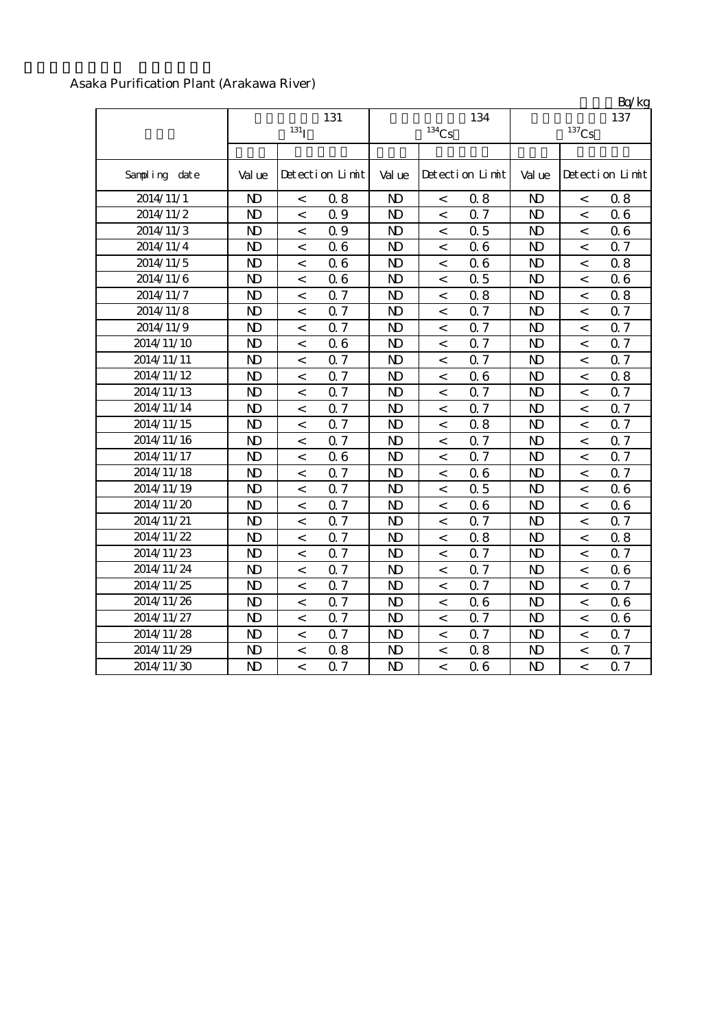Asaka Purification Plant (Arakawa River)

Bq/kg

| | 131 $^{131}$I | | | 134 $^{134}$Cs | | | 137 $^{137}$Cs | | |
|---|---|---|---|---|---|---|---|---|---|
| Sampling date | Value | Detection Limit | | Value | Detection Limit | | Value | Detection Limit | |
| 2014/11/1 | ND | < | 0.8 | ND | < | 0.8 | ND | < | 0.8 |
| 2014/11/2 | ND | < | 0.9 | ND | < | 0.7 | ND | < | 0.6 |
| 2014/11/3 | ND | < | 0.9 | ND | < | 0.5 | ND | < | 0.6 |
| 2014/11/4 | ND | < | 0.6 | ND | < | 0.6 | ND | < | 0.7 |
| 2014/11/5 | ND | < | 0.6 | ND | < | 0.6 | ND | < | 0.8 |
| 2014/11/6 | ND | < | 0.6 | ND | < | 0.5 | ND | < | 0.6 |
| 2014/11/7 | ND | < | 0.7 | ND | < | 0.8 | ND | < | 0.8 |
| 2014/11/8 | ND | < | 0.7 | ND | < | 0.7 | ND | < | 0.7 |
| 2014/11/9 | ND | < | 0.7 | ND | < | 0.7 | ND | < | 0.7 |
| 2014/11/10 | ND | < | 0.6 | ND | < | 0.7 | ND | < | 0.7 |
| 2014/11/11 | ND | < | 0.7 | ND | < | 0.7 | ND | < | 0.7 |
| 2014/11/12 | ND | < | 0.7 | ND | < | 0.6 | ND | < | 0.8 |
| 2014/11/13 | ND | < | 0.7 | ND | < | 0.7 | ND | < | 0.7 |
| 2014/11/14 | ND | < | 0.7 | ND | < | 0.7 | ND | < | 0.7 |
| 2014/11/15 | ND | < | 0.7 | ND | < | 0.8 | ND | < | 0.7 |
| 2014/11/16 | ND | < | 0.7 | ND | < | 0.7 | ND | < | 0.7 |
| 2014/11/17 | ND | < | 0.6 | ND | < | 0.7 | ND | < | 0.7 |
| 2014/11/18 | ND | < | 0.7 | ND | < | 0.6 | ND | < | 0.7 |
| 2014/11/19 | ND | < | 0.7 | ND | < | 0.5 | ND | < | 0.6 |
| 2014/11/20 | ND | < | 0.7 | ND | < | 0.6 | ND | < | 0.6 |
| 2014/11/21 | ND | < | 0.7 | ND | < | 0.7 | ND | < | 0.7 |
| 2014/11/22 | ND | < | 0.7 | ND | < | 0.8 | ND | < | 0.8 |
| 2014/11/23 | ND | < | 0.7 | ND | < | 0.7 | ND | < | 0.7 |
| 2014/11/24 | ND | < | 0.7 | ND | < | 0.7 | ND | < | 0.6 |
| 2014/11/25 | ND | < | 0.7 | ND | < | 0.7 | ND | < | 0.7 |
| 2014/11/26 | ND | < | 0.7 | ND | < | 0.6 | ND | < | 0.6 |
| 2014/11/27 | ND | < | 0.7 | ND | < | 0.7 | ND | < | 0.6 |
| 2014/11/28 | ND | < | 0.7 | ND | < | 0.7 | ND | < | 0.7 |
| 2014/11/29 | ND | < | 0.8 | ND | < | 0.8 | ND | < | 0.7 |
| 2014/11/30 | ND | < | 0.7 | ND | < | 0.6 | ND | < | 0.7 |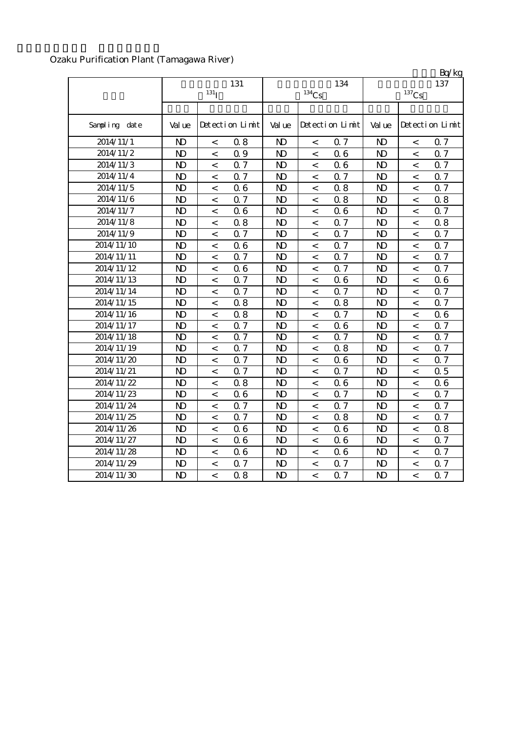Ozaku Purification Plant (Tamagawa River)

Bq/kg

| | 131 $^{131}I$ | | | 134 $^{134}Cs$ | | | 137 $^{137}Cs$ | | |
|---|---|---|---|---|---|---|---|---|---|
| Sampling date | Value | Detection Limit | | Value | Detection Limit | | Value | Detection Limit | |
| 2014/11/1 | ND | < | 0.8 | ND | < | 0.7 | ND | < | 0.7 |
| 2014/11/2 | ND | < | 0.9 | ND | < | 0.6 | ND | < | 0.7 |
| 2014/11/3 | ND | < | 0.7 | ND | < | 0.6 | ND | < | 0.7 |
| 2014/11/4 | ND | < | 0.7 | ND | < | 0.7 | ND | < | 0.7 |
| 2014/11/5 | ND | < | 0.6 | ND | < | 0.8 | ND | < | 0.7 |
| 2014/11/6 | ND | < | 0.7 | ND | < | 0.8 | ND | < | 0.8 |
| 2014/11/7 | ND | < | 0.6 | ND | < | 0.6 | ND | < | 0.7 |
| 2014/11/8 | ND | < | 0.8 | ND | < | 0.7 | ND | < | 0.8 |
| 2014/11/9 | ND | < | 0.7 | ND | < | 0.7 | ND | < | 0.7 |
| 2014/11/10 | ND | < | 0.6 | ND | < | 0.7 | ND | < | 0.7 |
| 2014/11/11 | ND | < | 0.7 | ND | < | 0.7 | ND | < | 0.7 |
| 2014/11/12 | ND | < | 0.6 | ND | < | 0.7 | ND | < | 0.7 |
| 2014/11/13 | ND | < | 0.7 | ND | < | 0.6 | ND | < | 0.6 |
| 2014/11/14 | ND | < | 0.7 | ND | < | 0.7 | ND | < | 0.7 |
| 2014/11/15 | ND | < | 0.8 | ND | < | 0.8 | ND | < | 0.7 |
| 2014/11/16 | ND | < | 0.8 | ND | < | 0.7 | ND | < | 0.6 |
| 2014/11/17 | ND | < | 0.7 | ND | < | 0.6 | ND | < | 0.7 |
| 2014/11/18 | ND | < | 0.7 | ND | < | 0.7 | ND | < | 0.7 |
| 2014/11/19 | ND | < | 0.7 | ND | < | 0.8 | ND | < | 0.7 |
| 2014/11/20 | ND | < | 0.7 | ND | < | 0.6 | ND | < | 0.7 |
| 2014/11/21 | ND | < | 0.7 | ND | < | 0.7 | ND | < | 0.5 |
| 2014/11/22 | ND | < | 0.8 | ND | < | 0.6 | ND | < | 0.6 |
| 2014/11/23 | ND | < | 0.6 | ND | < | 0.7 | ND | < | 0.7 |
| 2014/11/24 | ND | < | 0.7 | ND | < | 0.7 | ND | < | 0.7 |
| 2014/11/25 | ND | < | 0.7 | ND | < | 0.8 | ND | < | 0.7 |
| 2014/11/26 | ND | < | 0.6 | ND | < | 0.6 | ND | < | 0.8 |
| 2014/11/27 | ND | < | 0.6 | ND | < | 0.6 | ND | < | 0.7 |
| 2014/11/28 | ND | < | 0.6 | ND | < | 0.6 | ND | < | 0.7 |
| 2014/11/29 | ND | < | 0.7 | ND | < | 0.7 | ND | < | 0.7 |
| 2014/11/30 | ND | < | 0.8 | ND | < | 0.7 | ND | < | 0.7 |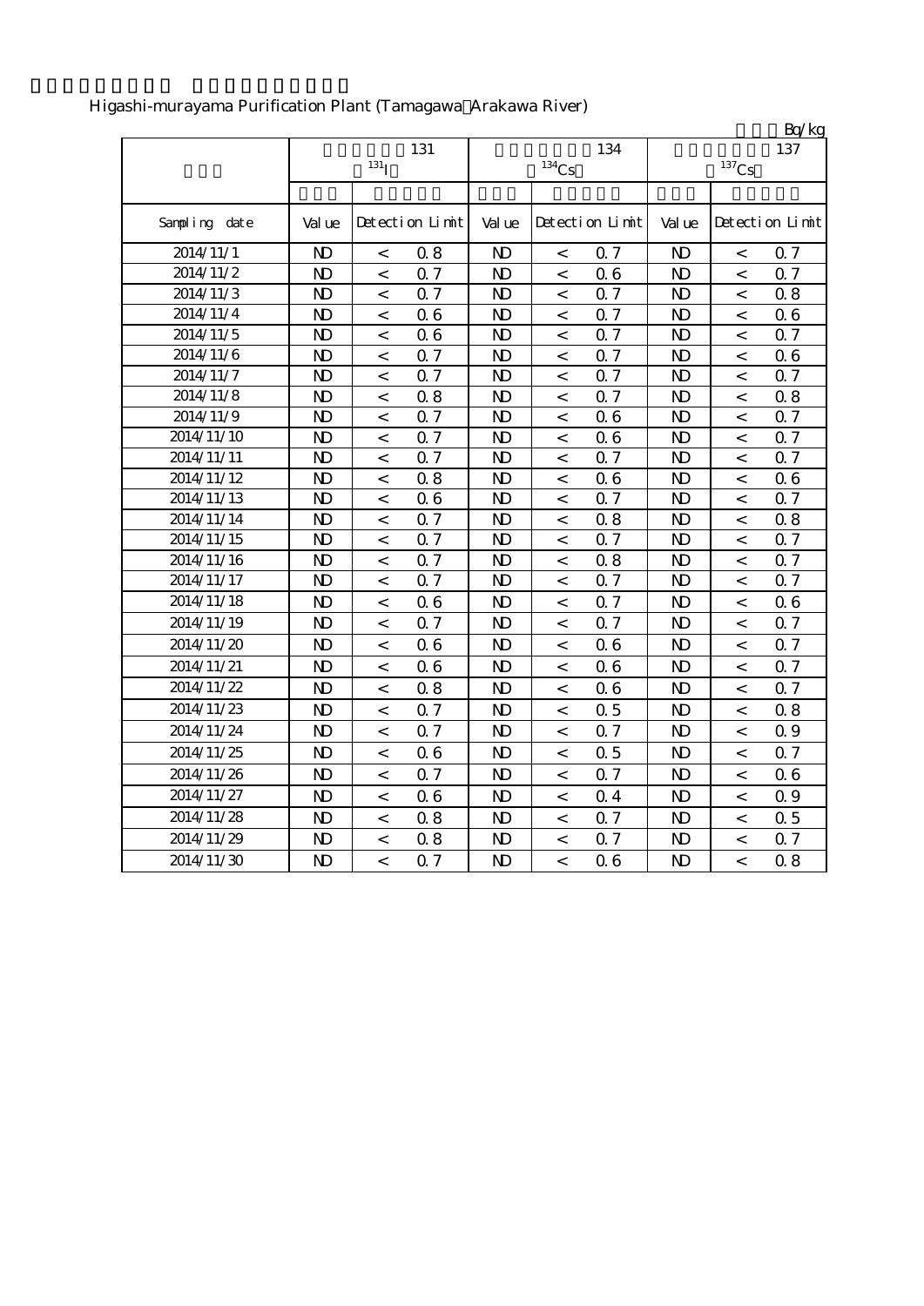Higashi-murayama Purification Plant (Tamagawa Arakawa River)

Bq/kg

| | 131 ($^{131}I$) | | | 134 ($^{134}Cs$) | | | 137 ($^{137}Cs$) | | |
|---|---|---|---|---|---|---|---|---|---|
| Sampling date | Value | Detection Limit | | Value | Detection Limit | | Value | Detection Limit | |
| 2014/11/1 | ND | < | 0.8 | ND | < | 0.7 | ND | < | 0.7 |
| 2014/11/2 | ND | < | 0.7 | ND | < | 0.6 | ND | < | 0.7 |
| 2014/11/3 | ND | < | 0.7 | ND | < | 0.7 | ND | < | 0.8 |
| 2014/11/4 | ND | < | 0.6 | ND | < | 0.7 | ND | < | 0.6 |
| 2014/11/5 | ND | < | 0.6 | ND | < | 0.7 | ND | < | 0.7 |
| 2014/11/6 | ND | < | 0.7 | ND | < | 0.7 | ND | < | 0.6 |
| 2014/11/7 | ND | < | 0.7 | ND | < | 0.7 | ND | < | 0.7 |
| 2014/11/8 | ND | < | 0.8 | ND | < | 0.7 | ND | < | 0.8 |
| 2014/11/9 | ND | < | 0.7 | ND | < | 0.6 | ND | < | 0.7 |
| 2014/11/10 | ND | < | 0.7 | ND | < | 0.6 | ND | < | 0.7 |
| 2014/11/11 | ND | < | 0.7 | ND | < | 0.7 | ND | < | 0.7 |
| 2014/11/12 | ND | < | 0.8 | ND | < | 0.6 | ND | < | 0.6 |
| 2014/11/13 | ND | < | 0.6 | ND | < | 0.7 | ND | < | 0.7 |
| 2014/11/14 | ND | < | 0.7 | ND | < | 0.8 | ND | < | 0.8 |
| 2014/11/15 | ND | < | 0.7 | ND | < | 0.7 | ND | < | 0.7 |
| 2014/11/16 | ND | < | 0.7 | ND | < | 0.8 | ND | < | 0.7 |
| 2014/11/17 | ND | < | 0.7 | ND | < | 0.7 | ND | < | 0.7 |
| 2014/11/18 | ND | < | 0.6 | ND | < | 0.7 | ND | < | 0.6 |
| 2014/11/19 | ND | < | 0.7 | ND | < | 0.7 | ND | < | 0.7 |
| 2014/11/20 | ND | < | 0.6 | ND | < | 0.6 | ND | < | 0.7 |
| 2014/11/21 | ND | < | 0.6 | ND | < | 0.6 | ND | < | 0.7 |
| 2014/11/22 | ND | < | 0.8 | ND | < | 0.6 | ND | < | 0.7 |
| 2014/11/23 | ND | < | 0.7 | ND | < | 0.5 | ND | < | 0.8 |
| 2014/11/24 | ND | < | 0.7 | ND | < | 0.7 | ND | < | 0.9 |
| 2014/11/25 | ND | < | 0.6 | ND | < | 0.5 | ND | < | 0.7 |
| 2014/11/26 | ND | < | 0.7 | ND | < | 0.7 | ND | < | 0.6 |
| 2014/11/27 | ND | < | 0.6 | ND | < | 0.4 | ND | < | 0.9 |
| 2014/11/28 | ND | < | 0.8 | ND | < | 0.7 | ND | < | 0.5 |
| 2014/11/29 | ND | < | 0.8 | ND | < | 0.7 | ND | < | 0.7 |
| 2014/11/30 | ND | < | 0.7 | ND | < | 0.6 | ND | < | 0.8 |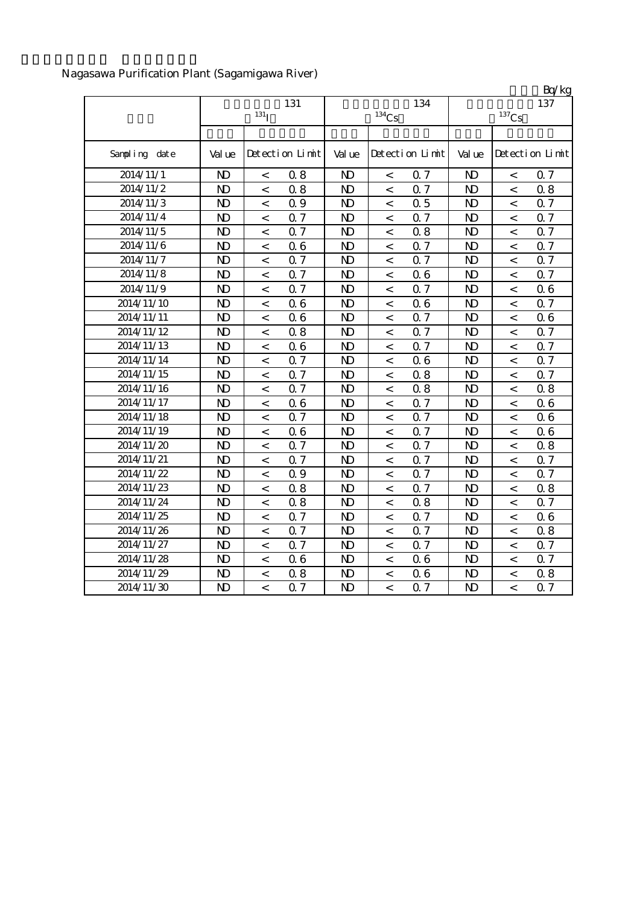Nagasawa Purification Plant (Sagamigawa River)

Bq/kg

| | 131 $^{131}I$ | | | 134 $^{134}Cs$ | | | 137 $^{137}Cs$ | | |
|---|---|---|---|---|---|---|---|---|---|
| Sampling date | Value | Detection Limit | | Value | Detection Limit | | Value | Detection Limit | |
| 2014/11/1 | ND | < | 0.8 | ND | < | 0.7 | ND | < | 0.7 |
| 2014/11/2 | ND | < | 0.8 | ND | < | 0.7 | ND | < | 0.8 |
| 2014/11/3 | ND | < | 0.9 | ND | < | 0.5 | ND | < | 0.7 |
| 2014/11/4 | ND | < | 0.7 | ND | < | 0.7 | ND | < | 0.7 |
| 2014/11/5 | ND | < | 0.7 | ND | < | 0.8 | ND | < | 0.7 |
| 2014/11/6 | ND | < | 0.6 | ND | < | 0.7 | ND | < | 0.7 |
| 2014/11/7 | ND | < | 0.7 | ND | < | 0.7 | ND | < | 0.7 |
| 2014/11/8 | ND | < | 0.7 | ND | < | 0.6 | ND | < | 0.7 |
| 2014/11/9 | ND | < | 0.7 | ND | < | 0.7 | ND | < | 0.6 |
| 2014/11/10 | ND | < | 0.6 | ND | < | 0.6 | ND | < | 0.7 |
| 2014/11/11 | ND | < | 0.6 | ND | < | 0.7 | ND | < | 0.6 |
| 2014/11/12 | ND | < | 0.8 | ND | < | 0.7 | ND | < | 0.7 |
| 2014/11/13 | ND | < | 0.6 | ND | < | 0.7 | ND | < | 0.7 |
| 2014/11/14 | ND | < | 0.7 | ND | < | 0.6 | ND | < | 0.7 |
| 2014/11/15 | ND | < | 0.7 | ND | < | 0.8 | ND | < | 0.7 |
| 2014/11/16 | ND | < | 0.7 | ND | < | 0.8 | ND | < | 0.8 |
| 2014/11/17 | ND | < | 0.6 | ND | < | 0.7 | ND | < | 0.6 |
| 2014/11/18 | ND | < | 0.7 | ND | < | 0.7 | ND | < | 0.6 |
| 2014/11/19 | ND | < | 0.6 | ND | < | 0.7 | ND | < | 0.6 |
| 2014/11/20 | ND | < | 0.7 | ND | < | 0.7 | ND | < | 0.8 |
| 2014/11/21 | ND | < | 0.7 | ND | < | 0.7 | ND | < | 0.7 |
| 2014/11/22 | ND | < | 0.9 | ND | < | 0.7 | ND | < | 0.7 |
| 2014/11/23 | ND | < | 0.8 | ND | < | 0.7 | ND | < | 0.8 |
| 2014/11/24 | ND | < | 0.8 | ND | < | 0.8 | ND | < | 0.7 |
| 2014/11/25 | ND | < | 0.7 | ND | < | 0.7 | ND | < | 0.6 |
| 2014/11/26 | ND | < | 0.7 | ND | < | 0.7 | ND | < | 0.8 |
| 2014/11/27 | ND | < | 0.7 | ND | < | 0.7 | ND | < | 0.7 |
| 2014/11/28 | ND | < | 0.6 | ND | < | 0.6 | ND | < | 0.7 |
| 2014/11/29 | ND | < | 0.8 | ND | < | 0.6 | ND | < | 0.8 |
| 2014/11/30 | ND | < | 0.7 | ND | < | 0.7 | ND | < | 0.7 |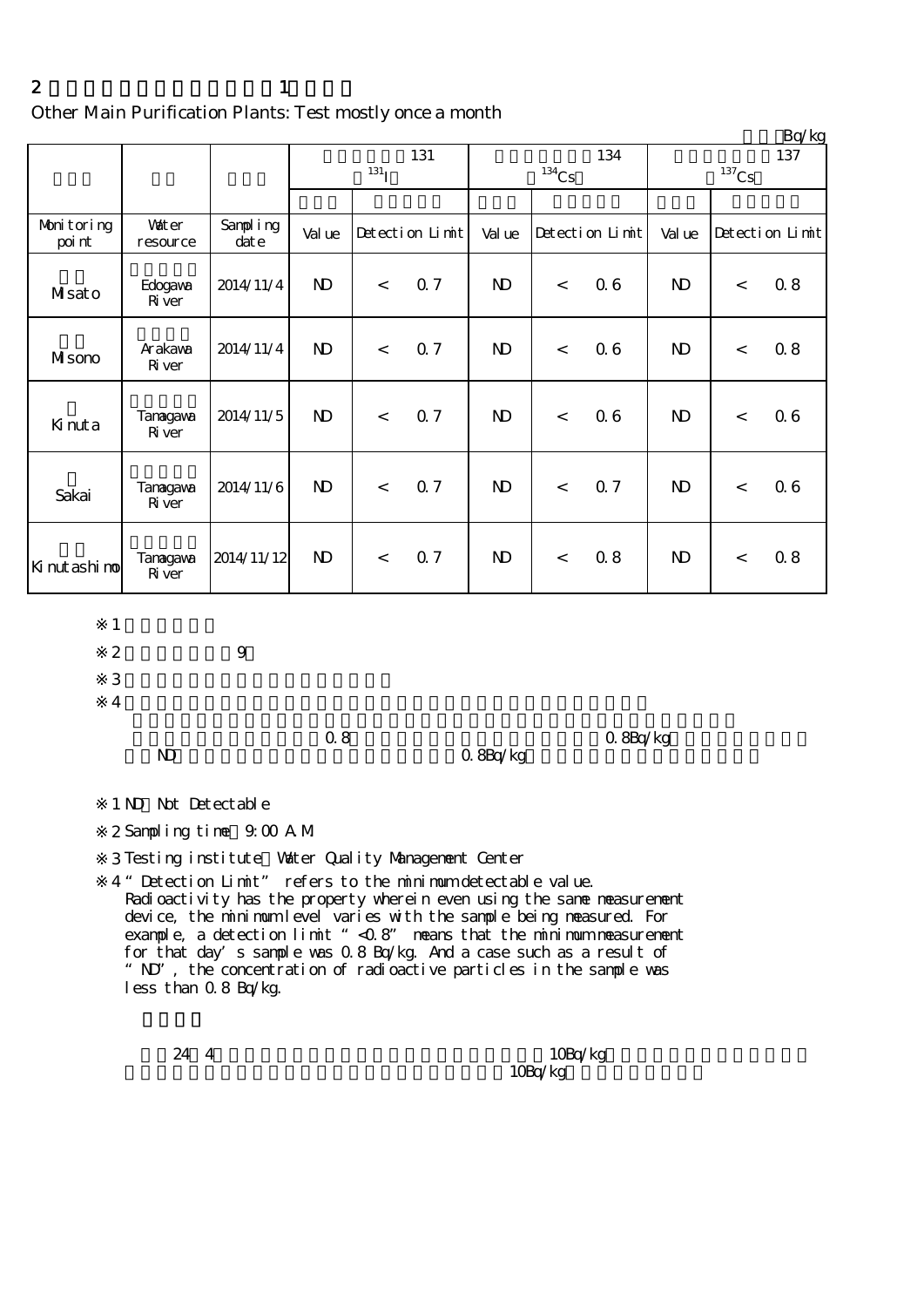2 1

Other Main Purification Plants: Test mostly once a month

Bq/kg

| | | | 131 $^{131}$I | | | 134 $^{134}$Cs | | | 137 $^{137}$Cs | | |
|---|---|---|---|---|---|---|---|---|---|---|---|
| Monitoring point | Water resource | Sampling date | Value | Detection Limit | | Value | Detection Limit | | Value | Detection Limit | |
| Misato | Edogawa River | 2014/11/4 | ND | < | 0.7 | ND | < | 0.6 | ND | < | 0.8 |
| Misono | Arakawa River | 2014/11/4 | ND | < | 0.7 | ND | < | 0.6 | ND | < | 0.8 |
| Kinuta | Tamagawa River | 2014/11/5 | ND | < | 0.7 | ND | < | 0.6 | ND | < | 0.6 |
| Sakai | Tamagawa River | 2014/11/6 | ND | < | 0.7 | ND | < | 0.7 | ND | < | 0.6 |
| Kinutashimo | Tamagawa River | 2014/11/12 | ND | < | 0.7 | ND | < | 0.8 | ND | < | 0.8 |

※1

※2 9

※3

※4

0.8 0.8Bq/kg

ND 0.8Bq/kg

※1 ND: Not Detectable

※2 Sampling time: 9:00 A.M.

※3 Testing institute: Water Quality Management Center

※4 "Detection Limit" refers to the minimum detectable value. Radioactivity has the property wherein even using the same measurement device, the minimum level varies with the sample being measured. For example, a detection limit "<0.8" means that the minimum measurement for that day's sample was 0.8 Bq/kg. And a case such as a result of "ND", the concentration of radioactive particles in the sample was less than 0.8 Bq/kg.

24 4 10Bq/kg

10Bq/kg